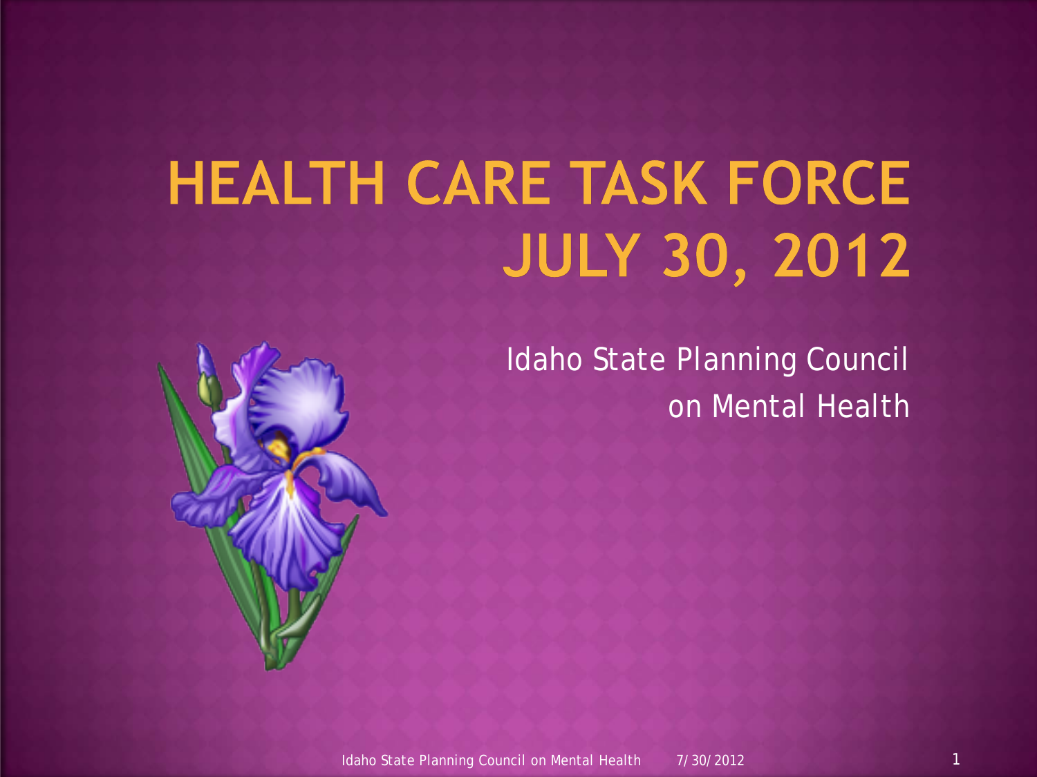# HEALTH CARE TASK FORCE JULY 30, 2012

Idaho State Planning Council on Mental Health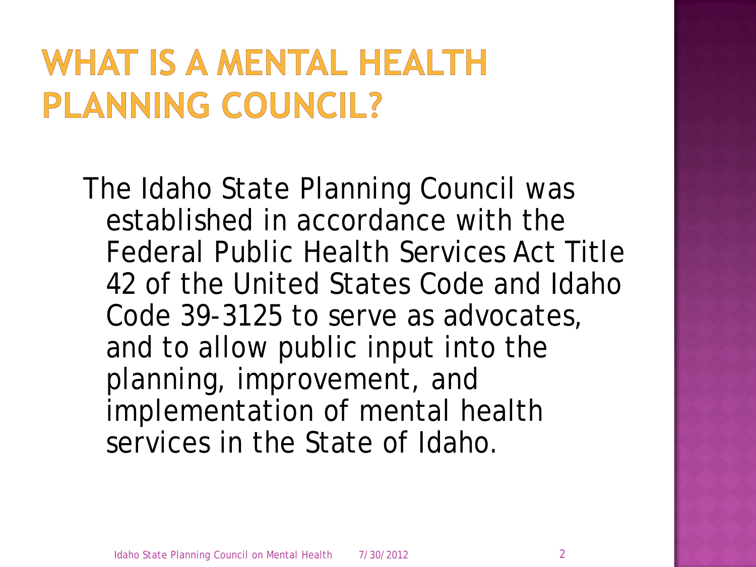# WHAT IS A MENTAL HEALTH PLANNING COUNCIL?

The Idaho State Planning Council was established in accordance with the Federal Public Health Services Act Title 42 of the United States Code and Idaho Code 39-3125 to serve as advocates, and to allow public input into the planning, improvement, and implementation of mental health services in the State of Idaho.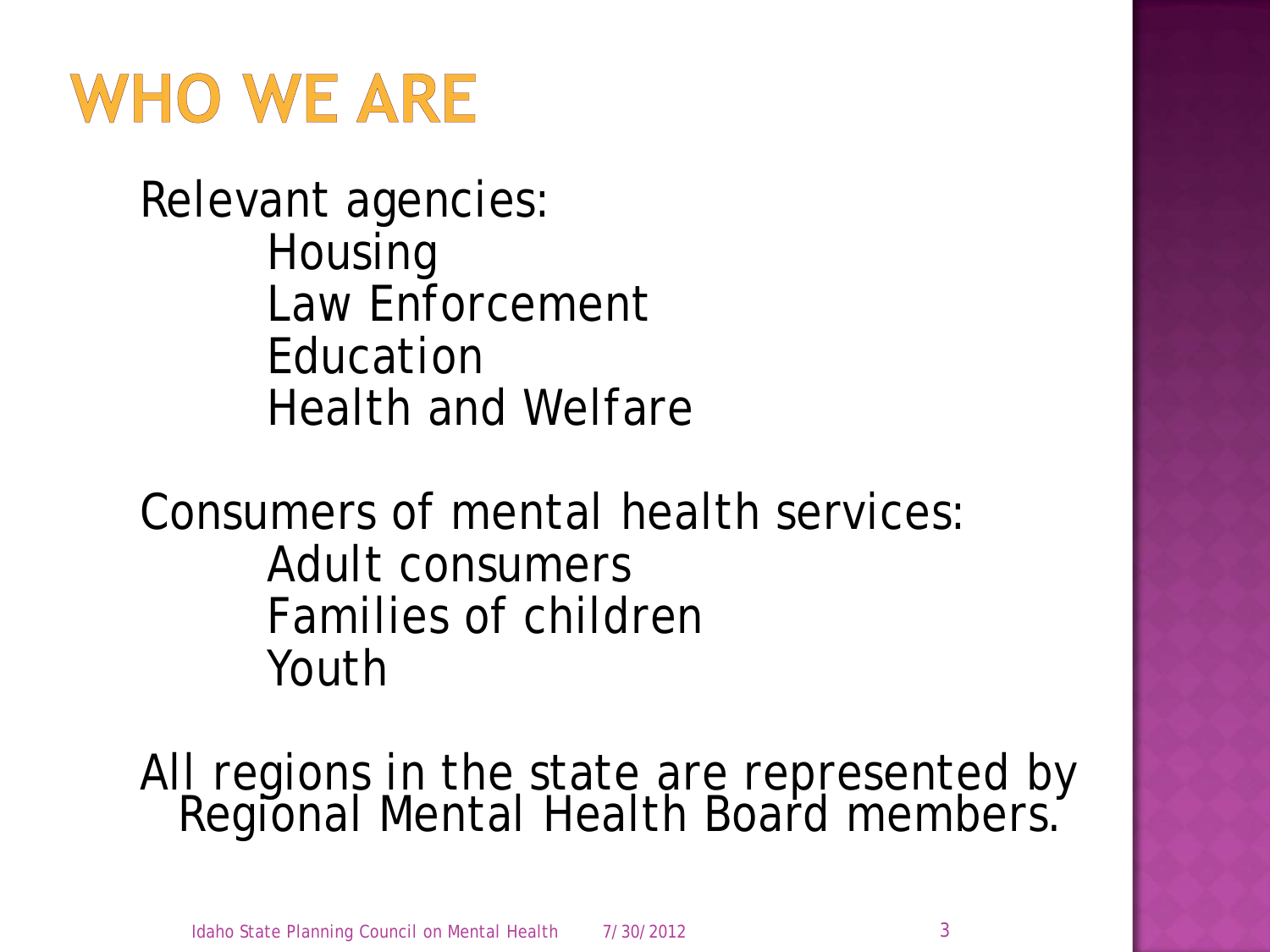# WHO WE ARE

Relevant agencies:

- Housing
- Law Enforcement
- Education
- Health and Welfare

Consumers of mental health services:

- Adult consumers
- Families of children
- Youth

All regions in the state are represented by Regional Mental Health Board members.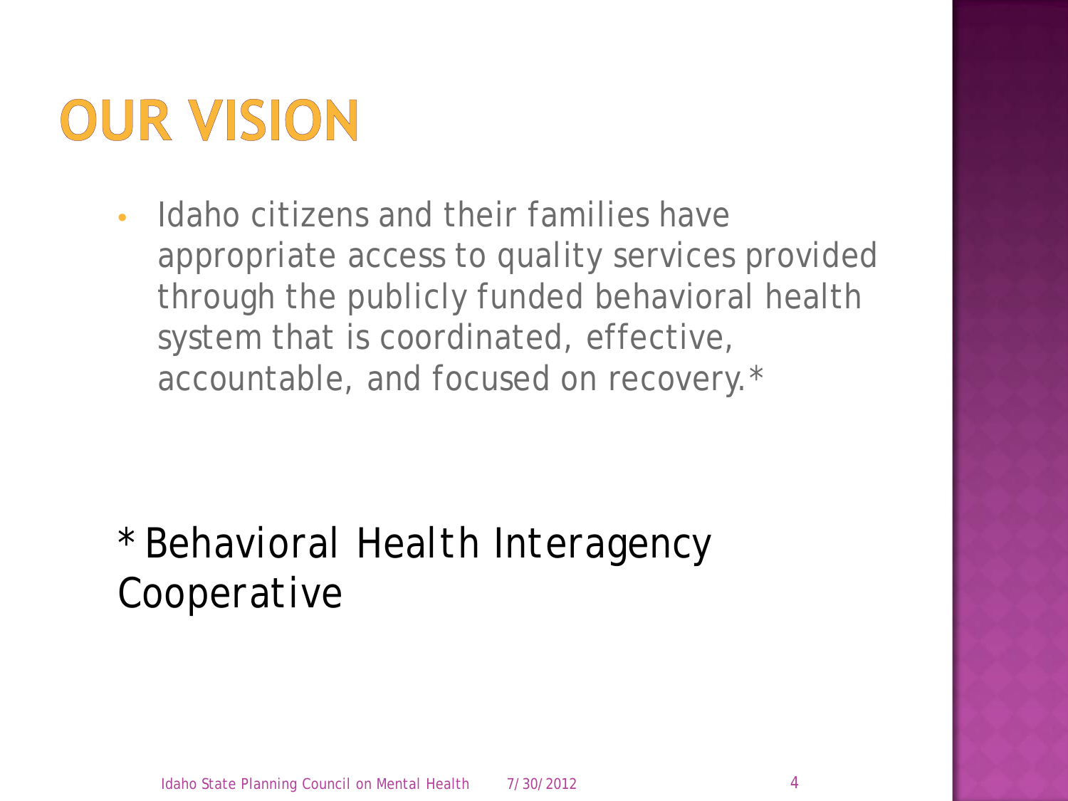# OUR VISION

- Idaho citizens and their families have appropriate access to quality services provided through the publicly funded behavioral health system that is coordinated, effective, accountable, and focused on recovery.*

* Behavioral Health Interagency Cooperative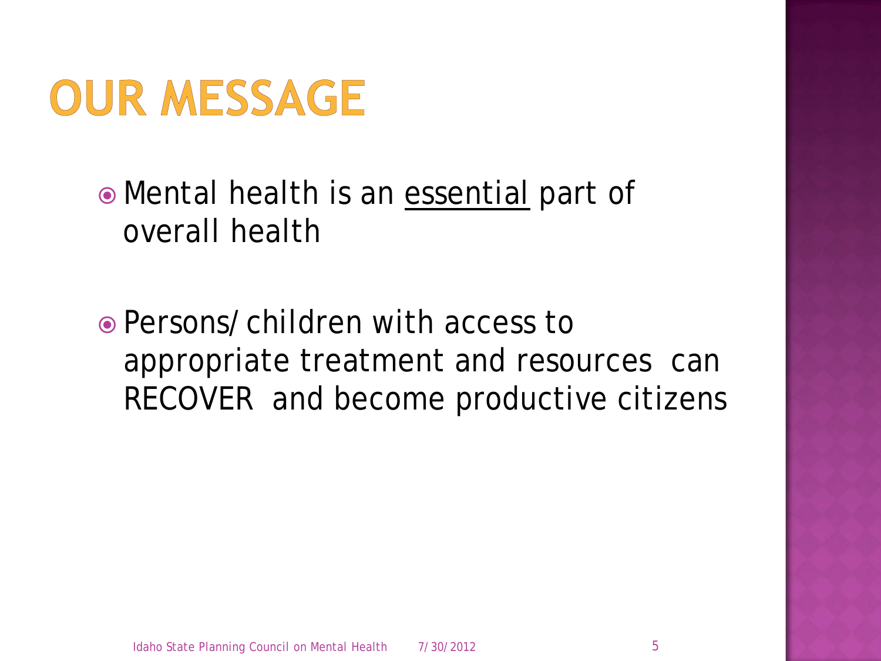# OUR MESSAGE

- Mental health is an <u>essential</u> part of overall health
- Persons/children with access to appropriate treatment and resources can RECOVER and become productive citizens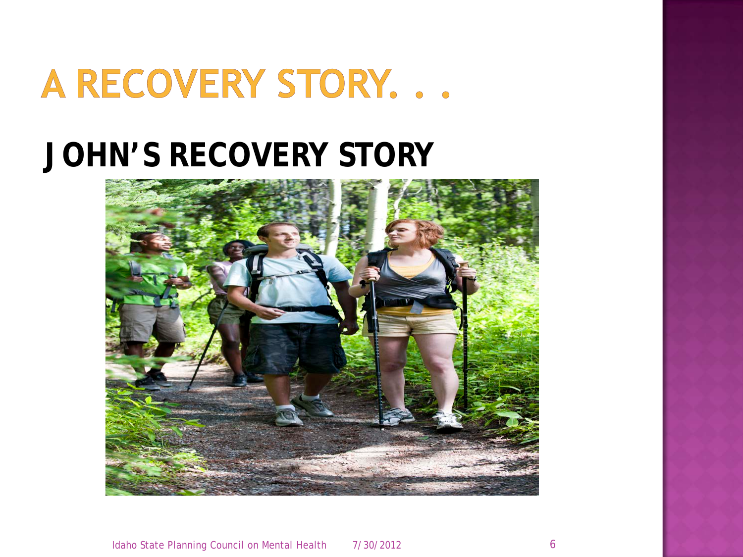# A RECOVERY STORY. . .

## JOHN'S RECOVERY STORY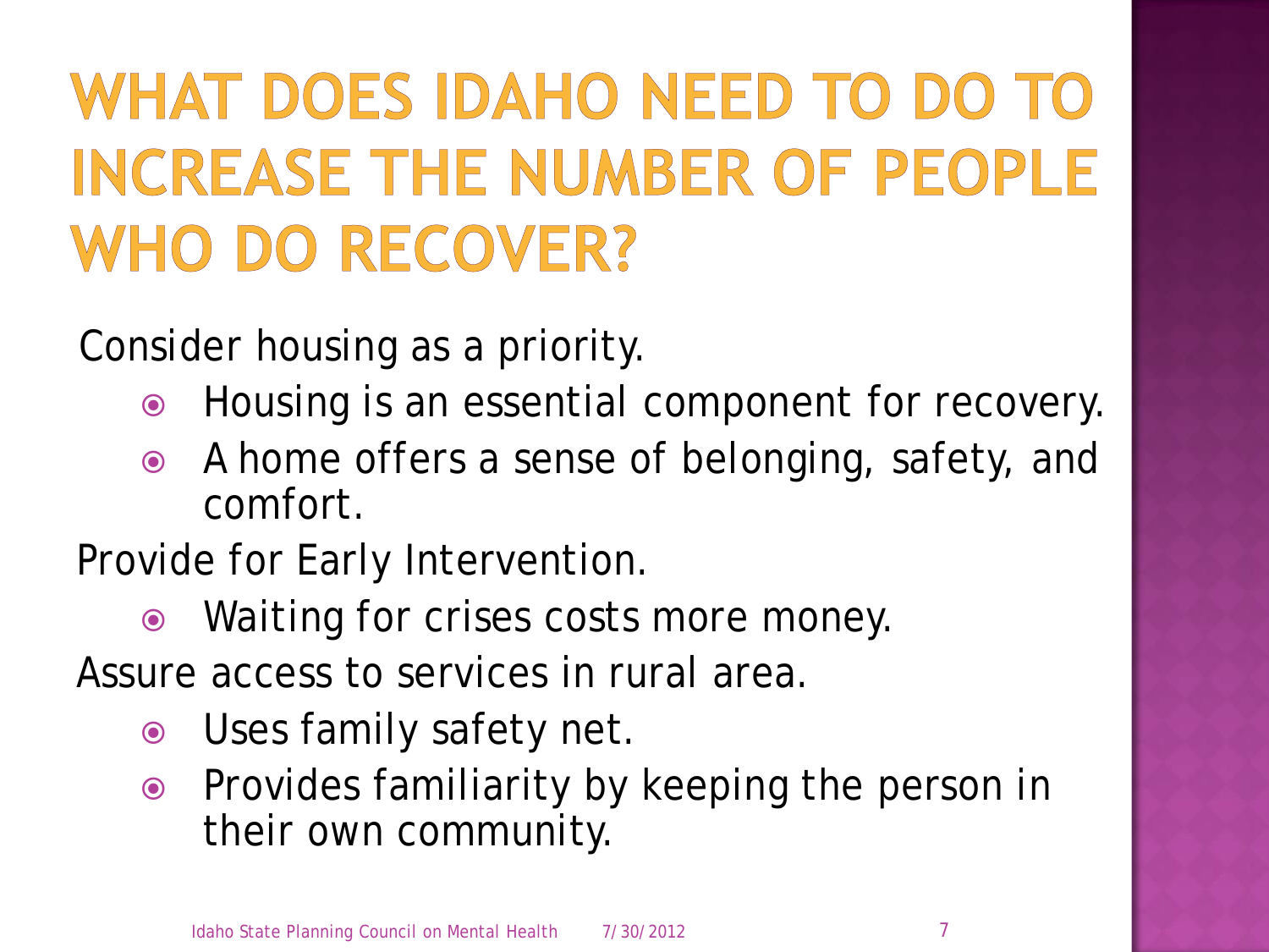# WHAT DOES IDAHO NEED TO DO TO INCREASE THE NUMBER OF PEOPLE WHO DO RECOVER?

Consider housing as a priority.

- Housing is an essential component for recovery.
- A home offers a sense of belonging, safety, and comfort.

Provide for Early Intervention.

- Waiting for crises costs more money.

Assure access to services in rural area.

- Uses family safety net.
- Provides familiarity by keeping the person in their own community.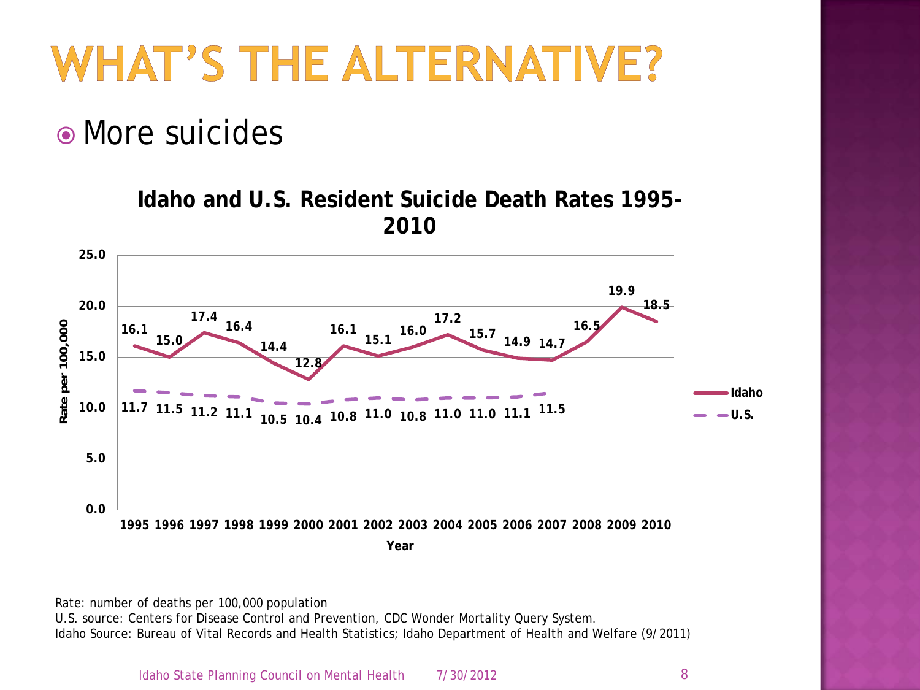# WHAT'S THE ALTERNATIVE?

- More suicides

**Idaho and U.S. Resident Suicide Death Rates 1995-2010**

| Year | Idaho | U.S. |
|---|---|---|
| 1995 | 16.1 | 11.7 |
| 1996 | 15.0 | 11.5 |
| 1997 | 17.4 | 11.2 |
| 1998 | 16.4 | 11.1 |
| 1999 | 14.4 | 10.5 |
| 2000 | 12.8 | 10.4 |
| 2001 | 16.1 | 10.8 |
| 2002 | 15.1 | 11.0 |
| 2003 | 16.0 | 10.8 |
| 2004 | 17.2 | 11.0 |
| 2005 | 15.7 | 11.0 |
| 2006 | 14.9 | 11.1 |
| 2007 | 14.7 | 11.5 |
| 2008 | 16.5 | |
| 2009 | 19.9 | |
| 2010 | 18.5 | |

Rate: number of deaths per 100,000 population

U.S. source: Centers for Disease Control and Prevention, CDC Wonder Mortality Query System.

Idaho Source: Bureau of Vital Records and Health Statistics; Idaho Department of Health and Welfare (9/2011)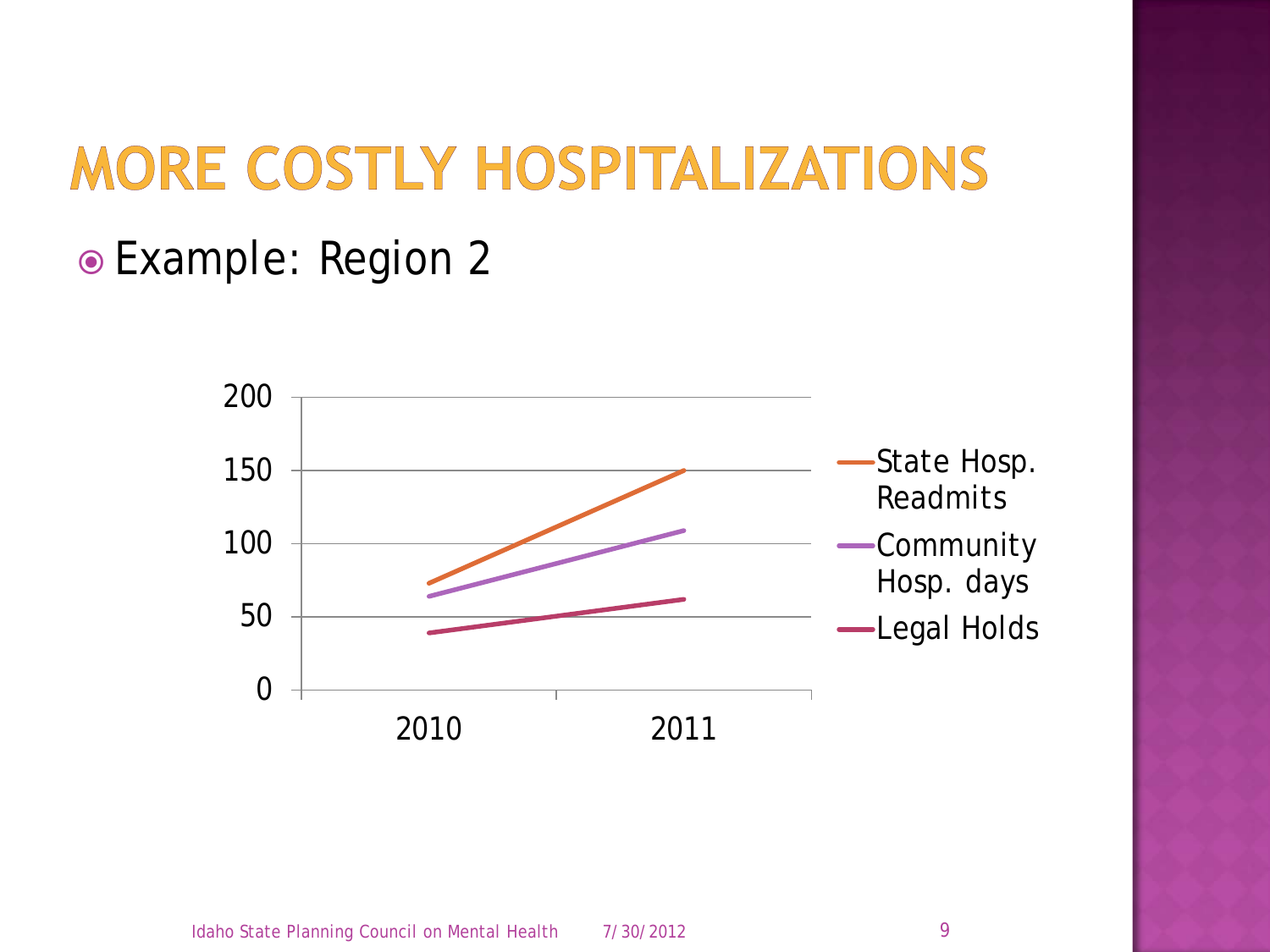# MORE COSTLY HOSPITALIZATIONS

- Example: Region 2

| | 2010 | 2011 |
|---|---|---|
| State Hosp. Readmits | 73 | 150 |
| Community Hosp. days | 64 | 109 |
| Legal Holds | 39 | 62 |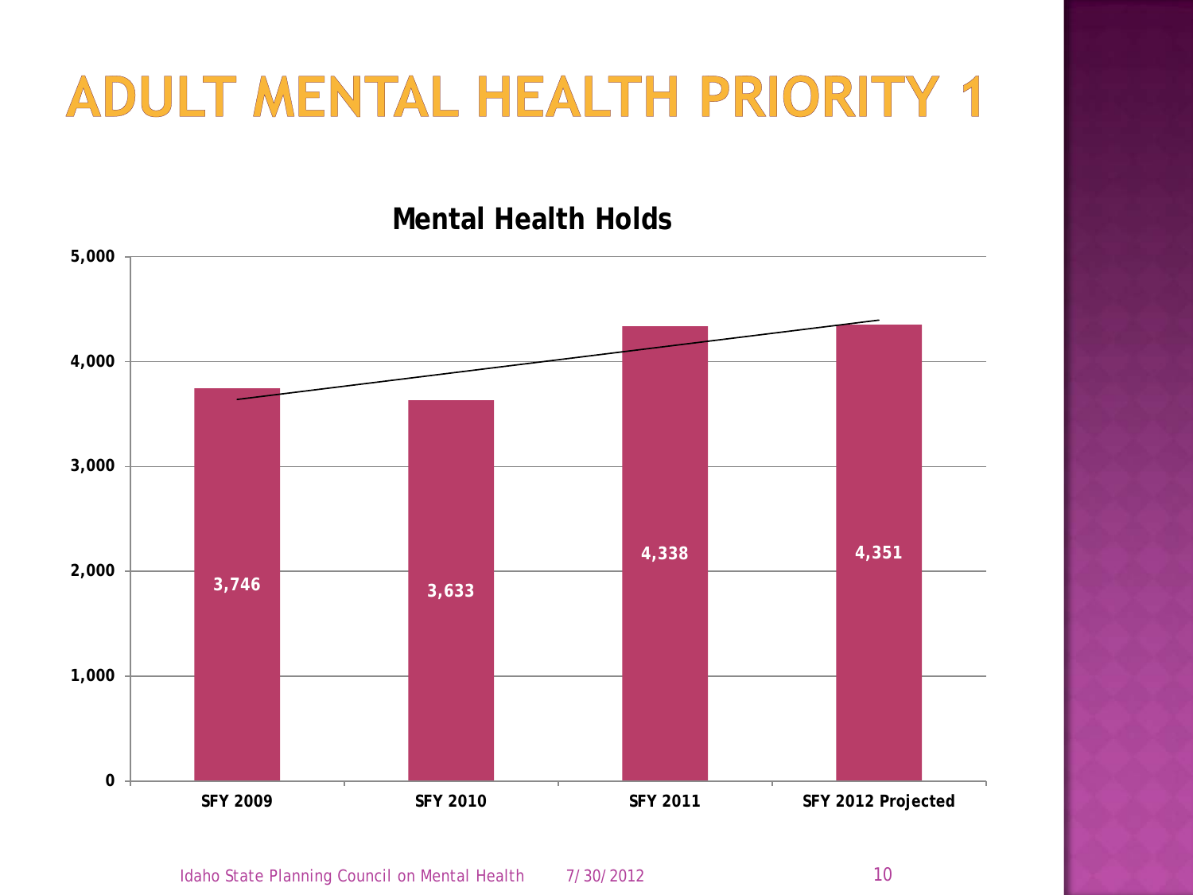# ADULT MENTAL HEALTH PRIORITY 1

## Mental Health Holds

| | SFY 2009 | SFY 2010 | SFY 2011 | SFY 2012 Projected |
|---|---|---|---|---|
| Mental Health Holds | 3,746 | 3,633 | 4,338 | 4,351 |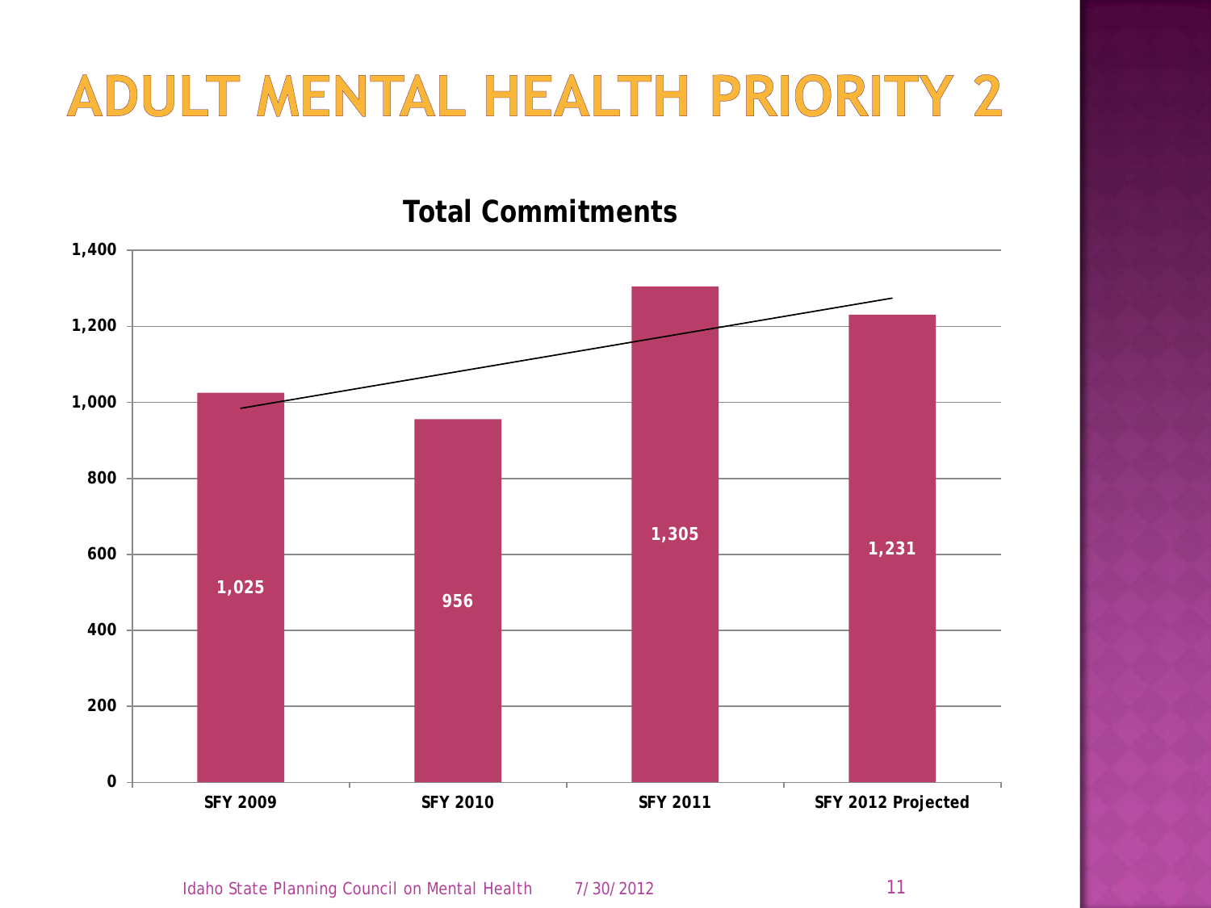# ADULT MENTAL HEALTH PRIORITY 2

## Total Commitments

| | SFY 2009 | SFY 2010 | SFY 2011 | SFY 2012 Projected |
|---|---|---|---|---|
| Total Commitments | 1,025 | 956 | 1,305 | 1,231 |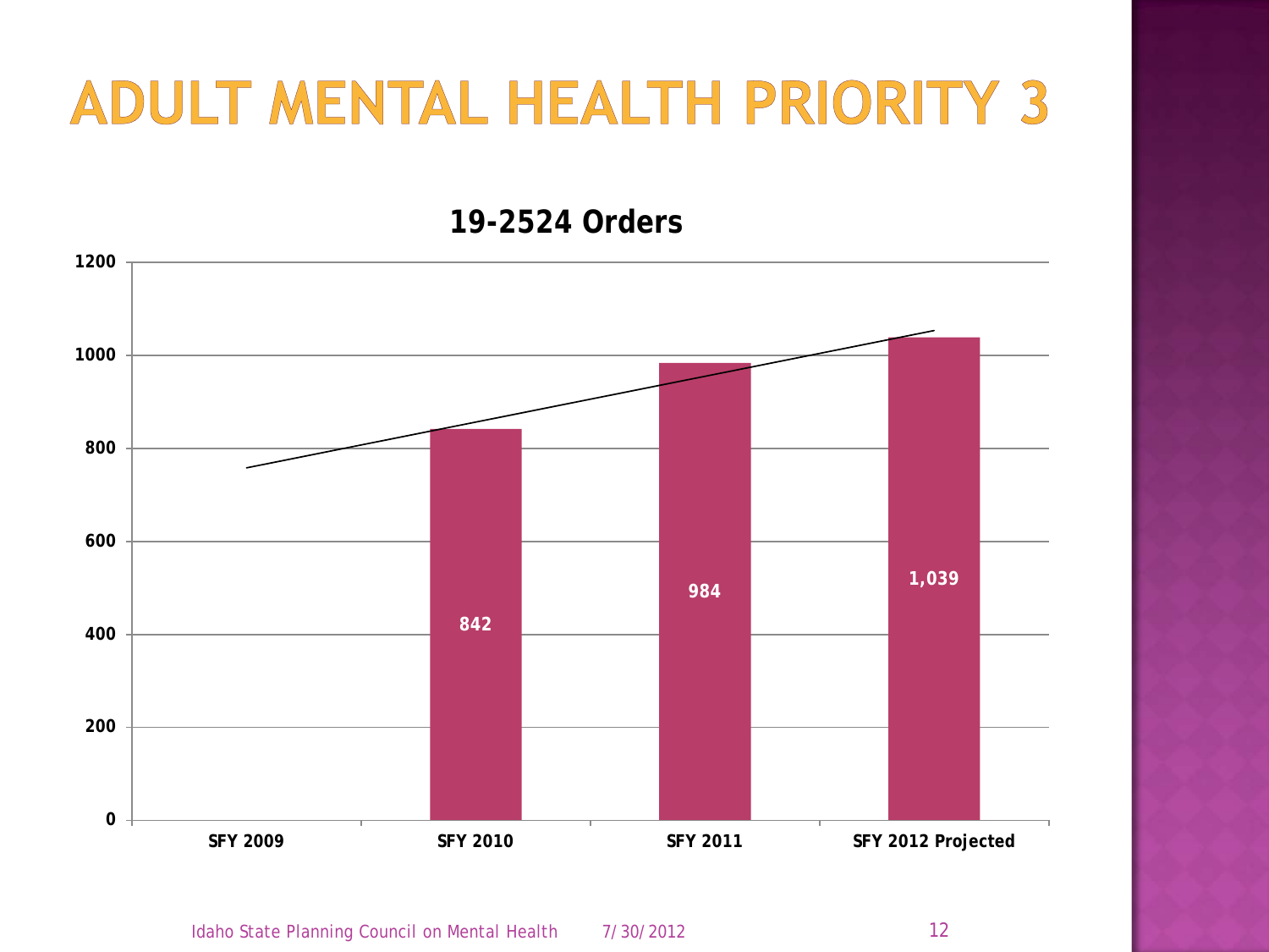# ADULT MENTAL HEALTH PRIORITY 3

## 19-2524 Orders

| | SFY 2009 | SFY 2010 | SFY 2011 | SFY 2012 Projected |
|---|---|---|---|---|
| 19-2524 Orders | | 842 | 984 | 1,039 |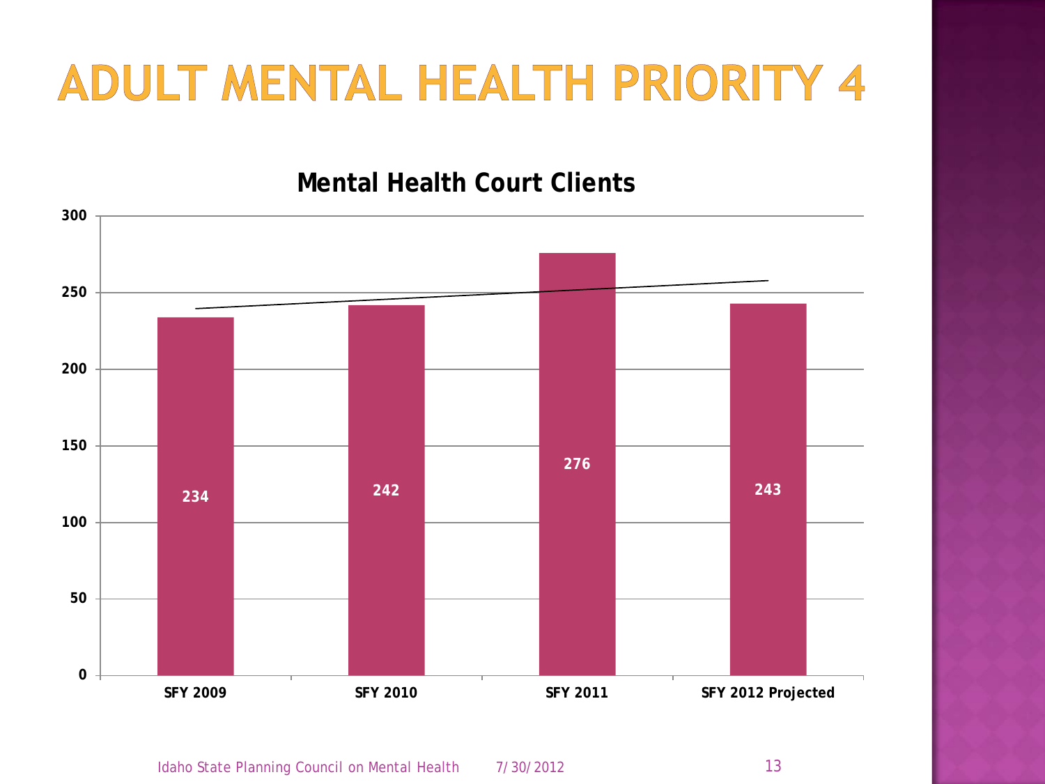# ADULT MENTAL HEALTH PRIORITY 4

## Mental Health Court Clients

| | SFY 2009 | SFY 2010 | SFY 2011 | SFY 2012 Projected |
|---|---|---|---|---|
| Mental Health Court Clients | 234 | 242 | 276 | 243 |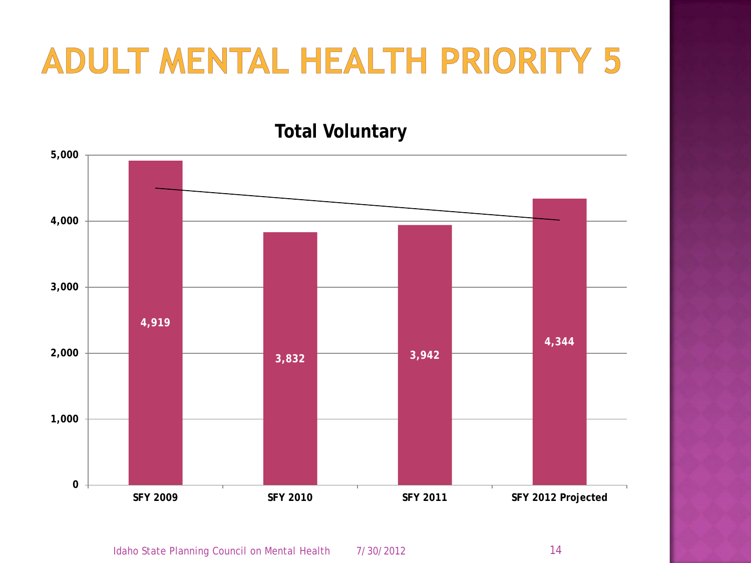# ADULT MENTAL HEALTH PRIORITY 5

**Total Voluntary**

| | SFY 2009 | SFY 2010 | SFY 2011 | SFY 2012 Projected |
|---|---|---|---|---|
| Total Voluntary | 4,919 | 3,832 | 3,942 | 4,344 |

Idaho State Planning Council on Mental Health 7/30/2012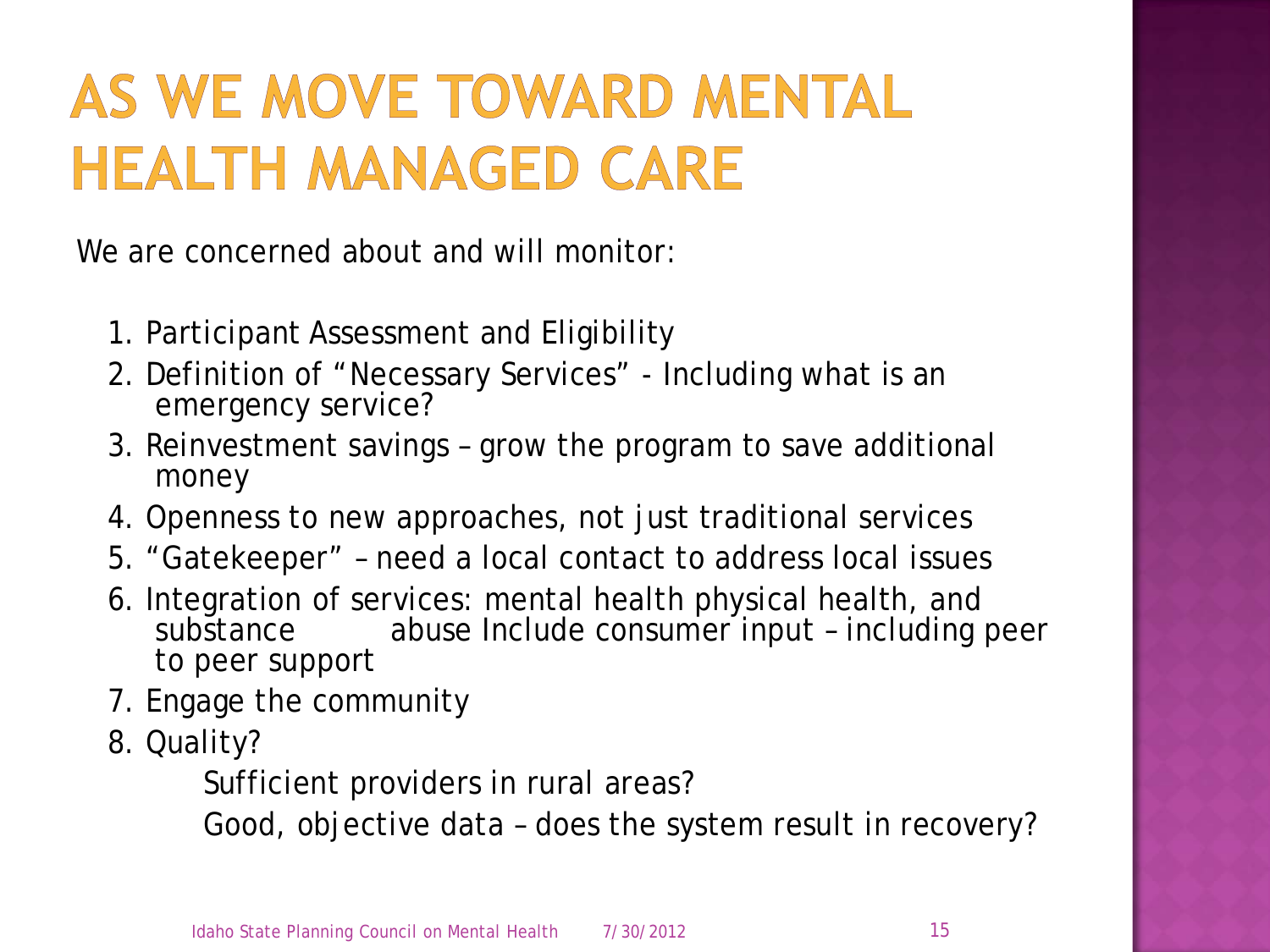# AS WE MOVE TOWARD MENTAL HEALTH MANAGED CARE

We are concerned about and will monitor:

1. Participant Assessment and Eligibility
2. Definition of "Necessary Services" - Including what is an emergency service?
3. Reinvestment savings – grow the program to save additional money
4. Openness to new approaches, not just traditional services
5. "Gatekeeper" – need a local contact to address local issues
6. Integration of services: mental health physical health, and substance abuse Include consumer input – including peer to peer support
7. Engage the community
8. Quality?

    Sufficient providers in rural areas?

    Good, objective data – does the system result in recovery?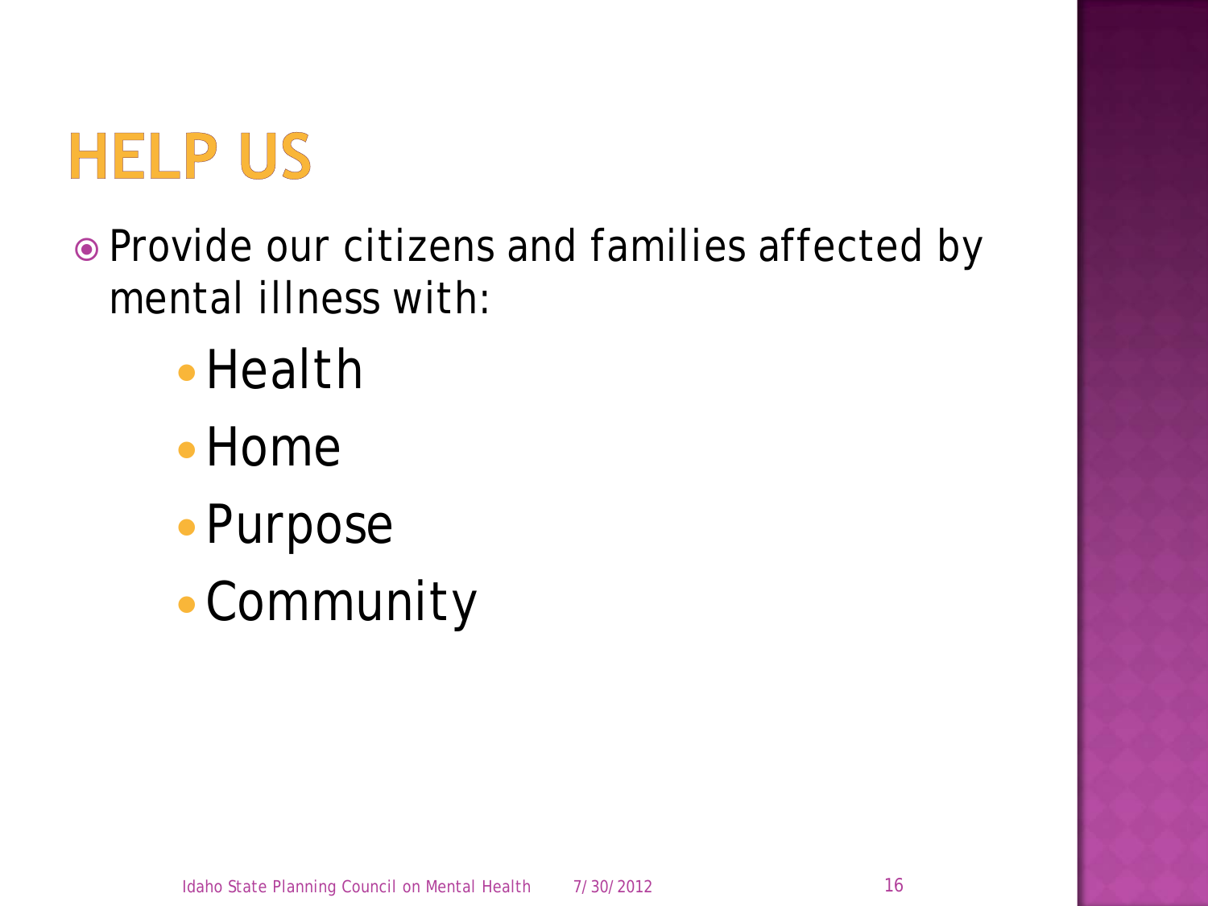# HELP US

- Provide our citizens and families affected by mental illness with:
  - Health
  - Home
  - Purpose
  - Community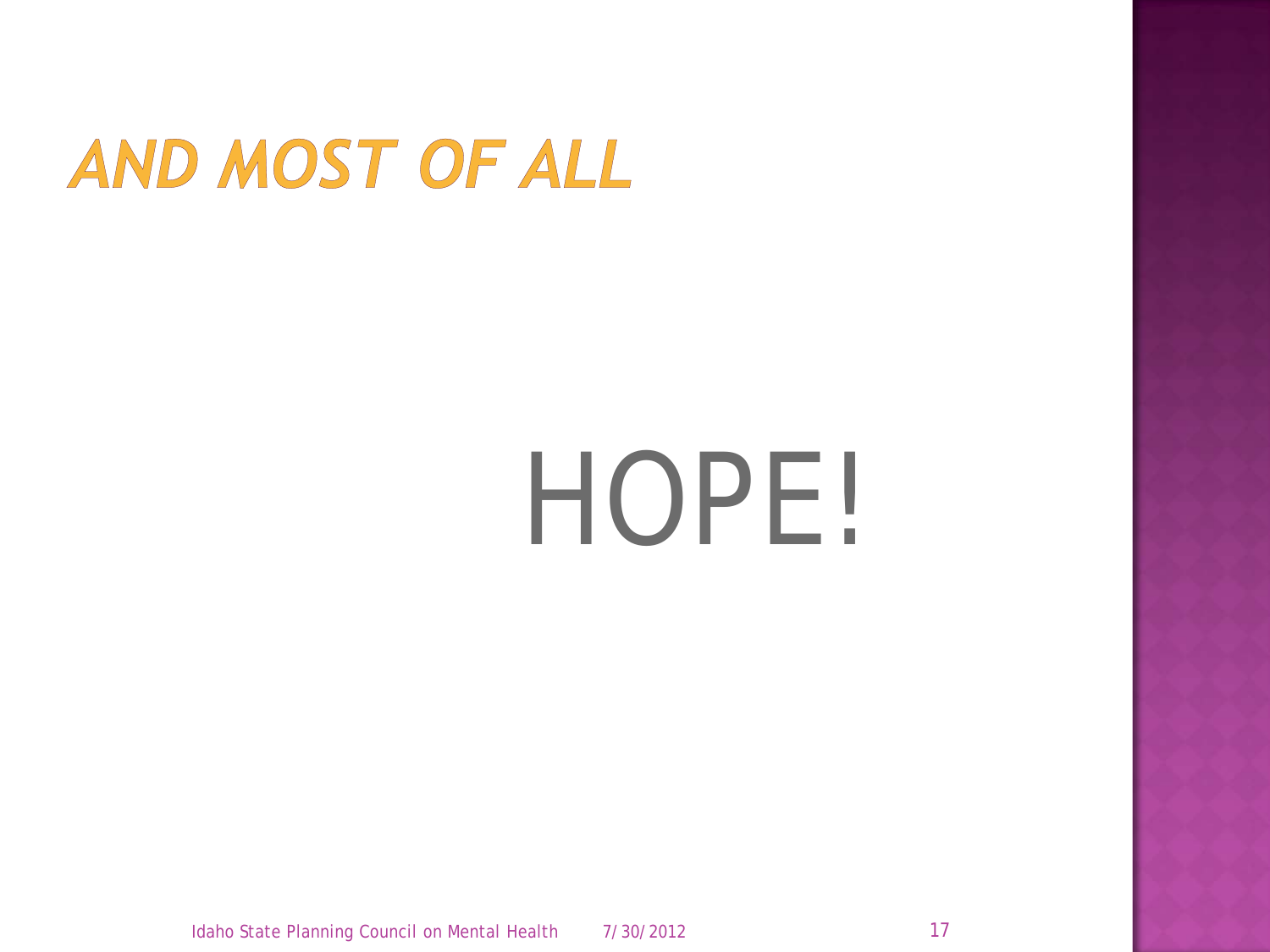# AND MOST OF ALL

HOPE!